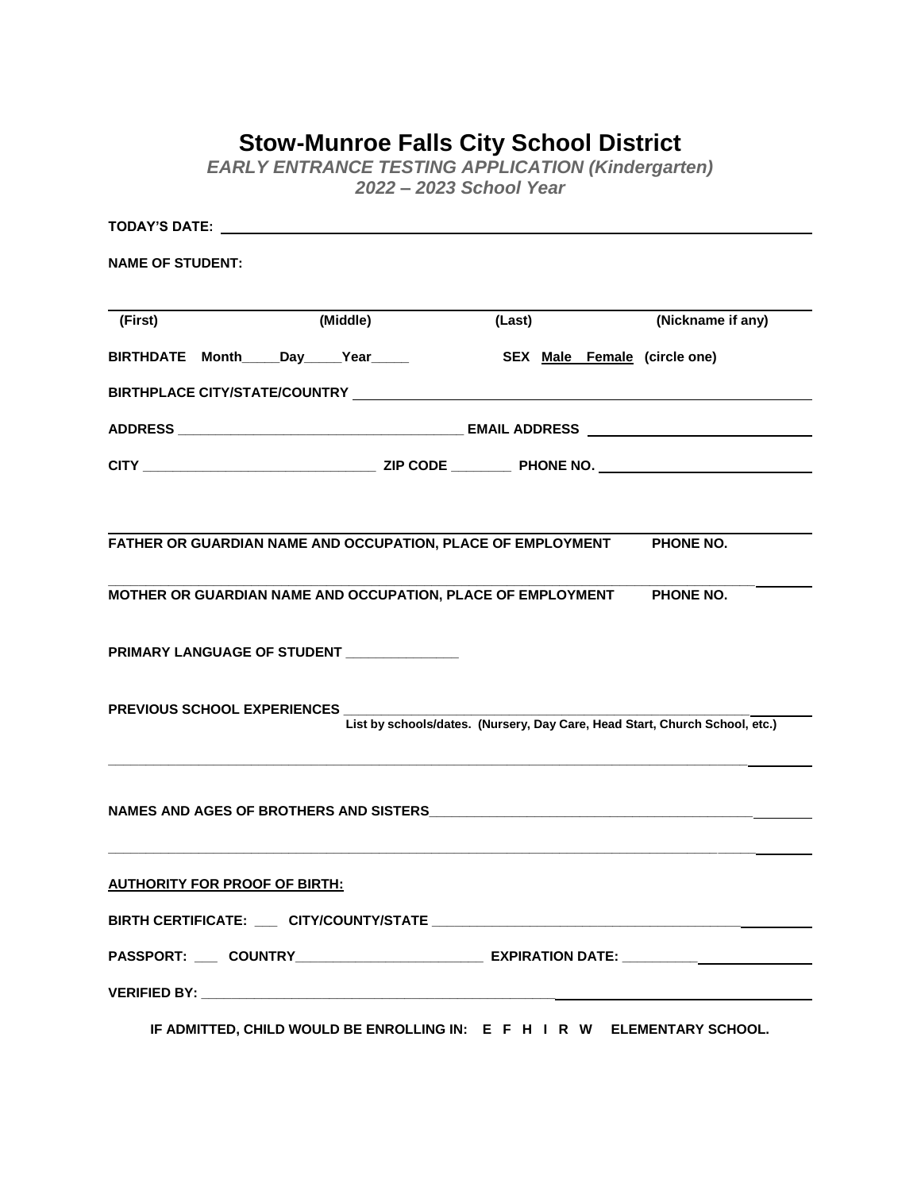# Stow-Munroe Falls City School District

***EARLY ENTRANCE TESTING APPLICATION (Kindergarten)***

***2022 – 2023 School Year***

**TODAY'S DATE:** ______________________________________________

**NAME OF STUDENT:**

______________________________________________

**(First) (Middle) (Last) (Nickname if any)**

**BIRTHDATE Month_____Day_____Year_____** **SEX Male Female (circle one)**

**BIRTHPLACE CITY/STATE/COUNTRY** ______________________________________________

**ADDRESS** ______________________________ **EMAIL ADDRESS** ______________________________

**CITY** ______________________________ **ZIP CODE** ________ **PHONE NO.** ______________________________

______________________________________________

**FATHER OR GUARDIAN NAME AND OCCUPATION, PLACE OF EMPLOYMENT PHONE NO.**

______________________________________________

**MOTHER OR GUARDIAN NAME AND OCCUPATION, PLACE OF EMPLOYMENT PHONE NO.**

**PRIMARY LANGUAGE OF STUDENT** _______________

**PREVIOUS SCHOOL EXPERIENCES** ______________________________________________

**List by schools/dates. (Nursery, Day Care, Head Start, Church School, etc.)**

______________________________________________

**NAMES AND AGES OF BROTHERS AND SISTERS**______________________________________________

______________________________________________

**AUTHORITY FOR PROOF OF BIRTH:**

**BIRTH CERTIFICATE:** ___ **CITY/COUNTY/STATE** ______________________________________________

**PASSPORT:** ___ **COUNTRY**__________________________ **EXPIRATION DATE:** __________

**VERIFIED BY:** ______________________________________________

**IF ADMITTED, CHILD WOULD BE ENROLLING IN: E F H I R W ELEMENTARY SCHOOL.**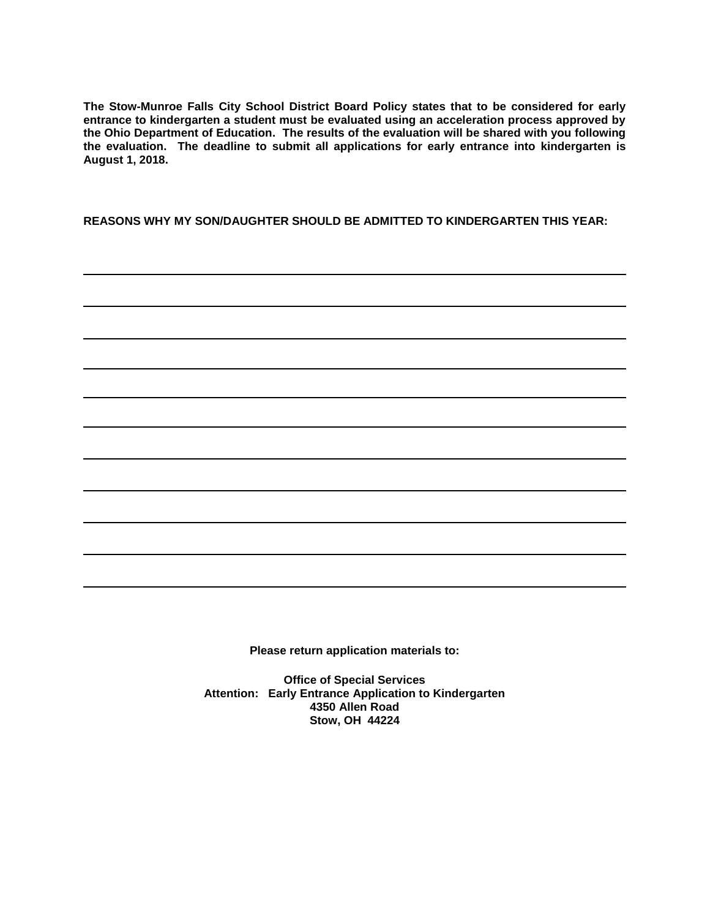**The Stow-Munroe Falls City School District Board Policy states that to be considered for early entrance to kindergarten a student must be evaluated using an acceleration process approved by the Ohio Department of Education. The results of the evaluation will be shared with you following the evaluation. The deadline to submit all applications for early entrance into kindergarten is August 1, 2018.**

**REASONS WHY MY SON/DAUGHTER SHOULD BE ADMITTED TO KINDERGARTEN THIS YEAR:**

\_\_\_\_\_\_\_\_\_\_\_\_\_\_\_\_\_\_\_\_\_\_\_\_\_\_\_\_\_\_\_\_\_\_\_\_\_\_\_\_\_\_\_\_\_\_\_\_\_\_\_\_\_\_\_\_\_\_\_\_\_\_\_\_\_\_\_\_\_\_\_\_

\_\_\_\_\_\_\_\_\_\_\_\_\_\_\_\_\_\_\_\_\_\_\_\_\_\_\_\_\_\_\_\_\_\_\_\_\_\_\_\_\_\_\_\_\_\_\_\_\_\_\_\_\_\_\_\_\_\_\_\_\_\_\_\_\_\_\_\_\_\_\_\_

\_\_\_\_\_\_\_\_\_\_\_\_\_\_\_\_\_\_\_\_\_\_\_\_\_\_\_\_\_\_\_\_\_\_\_\_\_\_\_\_\_\_\_\_\_\_\_\_\_\_\_\_\_\_\_\_\_\_\_\_\_\_\_\_\_\_\_\_\_\_\_\_

\_\_\_\_\_\_\_\_\_\_\_\_\_\_\_\_\_\_\_\_\_\_\_\_\_\_\_\_\_\_\_\_\_\_\_\_\_\_\_\_\_\_\_\_\_\_\_\_\_\_\_\_\_\_\_\_\_\_\_\_\_\_\_\_\_\_\_\_\_\_\_\_

\_\_\_\_\_\_\_\_\_\_\_\_\_\_\_\_\_\_\_\_\_\_\_\_\_\_\_\_\_\_\_\_\_\_\_\_\_\_\_\_\_\_\_\_\_\_\_\_\_\_\_\_\_\_\_\_\_\_\_\_\_\_\_\_\_\_\_\_\_\_\_\_

\_\_\_\_\_\_\_\_\_\_\_\_\_\_\_\_\_\_\_\_\_\_\_\_\_\_\_\_\_\_\_\_\_\_\_\_\_\_\_\_\_\_\_\_\_\_\_\_\_\_\_\_\_\_\_\_\_\_\_\_\_\_\_\_\_\_\_\_\_\_\_\_

\_\_\_\_\_\_\_\_\_\_\_\_\_\_\_\_\_\_\_\_\_\_\_\_\_\_\_\_\_\_\_\_\_\_\_\_\_\_\_\_\_\_\_\_\_\_\_\_\_\_\_\_\_\_\_\_\_\_\_\_\_\_\_\_\_\_\_\_\_\_\_\_

\_\_\_\_\_\_\_\_\_\_\_\_\_\_\_\_\_\_\_\_\_\_\_\_\_\_\_\_\_\_\_\_\_\_\_\_\_\_\_\_\_\_\_\_\_\_\_\_\_\_\_\_\_\_\_\_\_\_\_\_\_\_\_\_\_\_\_\_\_\_\_\_

\_\_\_\_\_\_\_\_\_\_\_\_\_\_\_\_\_\_\_\_\_\_\_\_\_\_\_\_\_\_\_\_\_\_\_\_\_\_\_\_\_\_\_\_\_\_\_\_\_\_\_\_\_\_\_\_\_\_\_\_\_\_\_\_\_\_\_\_\_\_\_\_

\_\_\_\_\_\_\_\_\_\_\_\_\_\_\_\_\_\_\_\_\_\_\_\_\_\_\_\_\_\_\_\_\_\_\_\_\_\_\_\_\_\_\_\_\_\_\_\_\_\_\_\_\_\_\_\_\_\_\_\_\_\_\_\_\_\_\_\_\_\_\_\_

\_\_\_\_\_\_\_\_\_\_\_\_\_\_\_\_\_\_\_\_\_\_\_\_\_\_\_\_\_\_\_\_\_\_\_\_\_\_\_\_\_\_\_\_\_\_\_\_\_\_\_\_\_\_\_\_\_\_\_\_\_\_\_\_\_\_\_\_\_\_\_\_

**Please return application materials to:**

**Office of Special Services**
**Attention: Early Entrance Application to Kindergarten**
**4350 Allen Road**
**Stow, OH 44224**